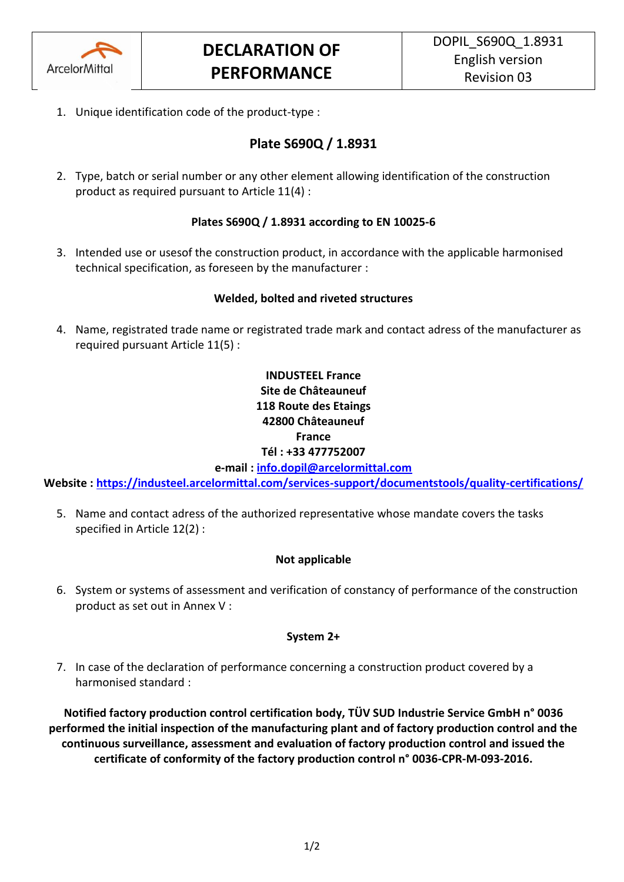| ArcelorMittal | **DECLARATION OF PERFORMANCE** | DOPIL_S690Q_1.8931<br>English version<br>Revision 03 |
| --- | --- | --- |

1. Unique identification code of the product-type :

## Plate S690Q / 1.8931

2. Type, batch or serial number or any other element allowing identification of the construction product as required pursuant to Article 11(4) :

**Plates S690Q / 1.8931 according to EN 10025-6**

3. Intended use or usesof the construction product, in accordance with the applicable harmonised technical specification, as foreseen by the manufacturer :

**Welded, bolted and riveted structures**

4. Name, registrated trade name or registrated trade mark and contact adress of the manufacturer as required pursuant Article 11(5) :

**INDUSTEEL France**
**Site de Châteauneuf**
**118 Route des Etaings**
**42800 Châteauneuf**
**France**
**Tél : +33 477752007**
**e-mail : info.dopil@arcelormittal.com**
**Website : https://industeel.arcelormittal.com/services-support/documentstools/quality-certifications/**

5. Name and contact adress of the authorized representative whose mandate covers the tasks specified in Article 12(2) :

**Not applicable**

6. System or systems of assessment and verification of constancy of performance of the construction product as set out in Annex V :

**System 2+**

7. In case of the declaration of performance concerning a construction product covered by a harmonised standard :

**Notified factory production control certification body, TÜV SUD Industrie Service GmbH n° 0036 performed the initial inspection of the manufacturing plant and of factory production control and the continuous surveillance, assessment and evaluation of factory production control and issued the certificate of conformity of the factory production control n° 0036-CPR-M-093-2016.**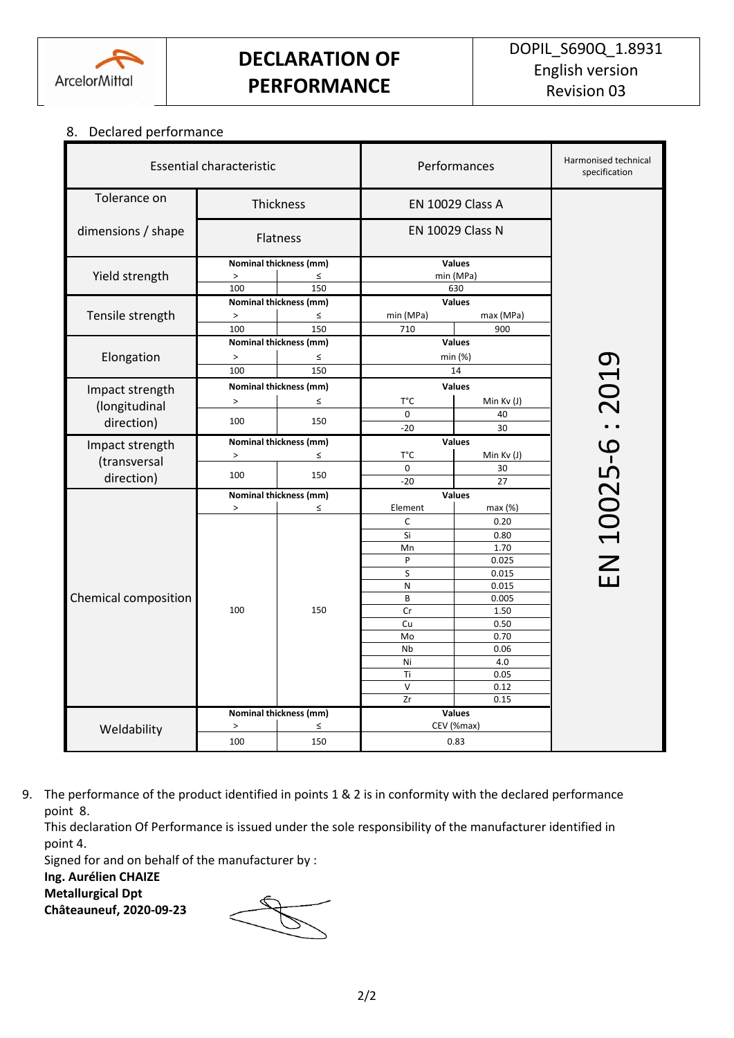| ArcelorMittal | DECLARATION OF PERFORMANCE | DOPIL_S690Q_1.8931 English version Revision 03 |
|---|---|---|

8. Declared performance

| Essential characteristic | | | Performances | | Harmonised technical specification |
|---|---|---|---|---|---|
| Tolerance on dimensions / shape | Thickness | | EN 10029 Class A | | EN 10025-6 : 2019 |
| | Flatness | | EN 10029 Class N | | |
| Yield strength | Nominal thickness (mm) | | Values | | |
| | > | ≤ | min (MPa) | | |
| | 100 | 150 | 630 | | |
| Tensile strength | Nominal thickness (mm) | | Values | | |
| | > | ≤ | min (MPa) | max (MPa) | |
| | 100 | 150 | 710 | 900 | |
| Elongation | Nominal thickness (mm) | | Values | | |
| | > | ≤ | min (%) | | |
| | 100 | 150 | 14 | | |
| Impact strength (longitudinal direction) | Nominal thickness (mm) | | Values | | |
| | > | ≤ | T°C | Min Kv (J) | |
| | 100 | 150 | 0 | 40 | |
| | | | -20 | 30 | |
| Impact strength (transversal direction) | Nominal thickness (mm) | | Values | | |
| | > | ≤ | T°C | Min Kv (J) | |
| | 100 | 150 | 0 | 30 | |
| | | | -20 | 27 | |
| Chemical composition | Nominal thickness (mm) | | Values | | |
| | > | ≤ | Element | max (%) | |
| | 100 | 150 | C | 0.20 | |
| | | | Si | 0.80 | |
| | | | Mn | 1.70 | |
| | | | P | 0.025 | |
| | | | S | 0.015 | |
| | | | N | 0.015 | |
| | | | B | 0.005 | |
| | | | Cr | 1.50 | |
| | | | Cu | 0.50 | |
| | | | Mo | 0.70 | |
| | | | Nb | 0.06 | |
| | | | Ni | 4.0 | |
| | | | Ti | 0.05 | |
| | | | V | 0.12 | |
| | | | Zr | 0.15 | |
| Weldability | Nominal thickness (mm) | | Values | | |
| | > | ≤ | CEV (%max) | | |
| | 100 | 150 | 0.83 | | |

9. The performance of the product identified in points 1 & 2 is in conformity with the declared performance point 8.
   This declaration Of Performance is issued under the sole responsibility of the manufacturer identified in point 4.
   Signed for and on behalf of the manufacturer by :
   **Ing. Aurélien CHAIZE**
   **Metallurgical Dpt**
   **Châteauneuf, 2020-09-23**